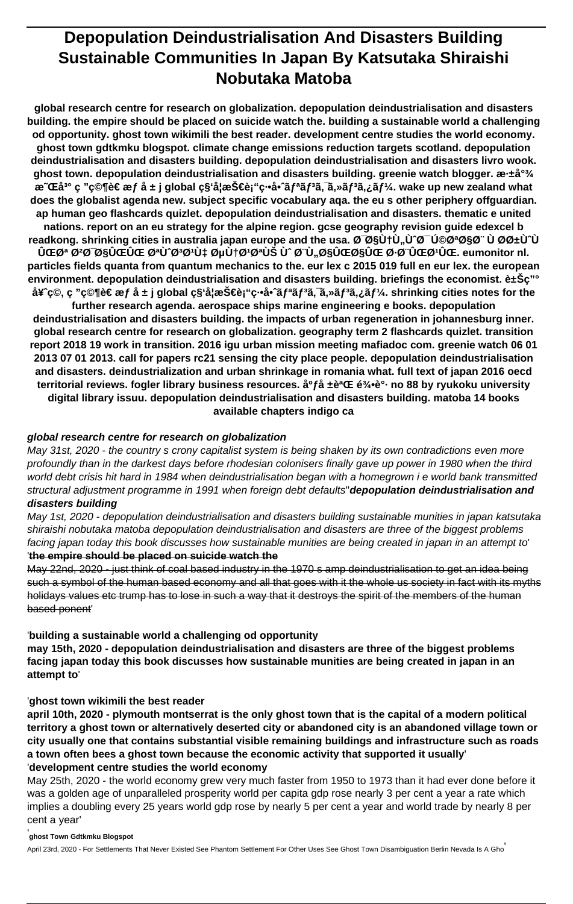# Depopulation Deindustrialisation And Disasters Building Sustainable Communities In Japan By Katsutaka Shiraishi Nobutaka Matoba

**global research centre for research on globalization. depopulation deindustrialisation and disasters building. the empire should be placed on suicide watch the. building a sustainable world a challenging od opportunity. ghost town wikimili the best reader. development centre studies the world economy. ghost town gdtkmku blogspot. climate change emissions reduction targets scotland. depopulation deindustrialisation and disasters building. depopulation deindustrialisation and disasters livro wook. ghost town. depopulation deindustrialisation and disasters building. greenie watch blogger. æ·±å°¾ æ˜Œå³° ç "ç©¶è€ æƒ å ± j global ç§'å¦æŠ€è¡"ç·•å•ˆãƒªãƒ³ã‚¯ã'»ãƒ³ã'¿ãƒ¼. wake up new zealand what does the globalist agenda new. subject specific vocabulary aqa. the eu s other periphery offguardian. ap human geo flashcards quizlet. depopulation deindustrialisation and disasters. thematic e united nations. report on an eu strategy for the alpine region. gcse geography revision guide edexcel b readkong. shrinking cities in australia japan europe and the usa. Ø¯Ø§Ù†Ù„Ù^Ø¯ Ú©ØªØ§Ø¨ Ù ØØ±Ù^Ù ÛŒØª Ø²Ø¯Ø§ÛŒÛŒ ØªÙ^Ø³Ø¹Ù‡ ØµÙ†Ø¹ØªÛŒ Ù^ Ø¨Ù„Ø§ÛŒØ§ÛŒ Ø·Ø¨ÛŒØ¹ÛŒ. eumonitor nl. particles fields quanta from quantum mechanics to the. eur lex c 2015 019 full en eur lex. the european environment. depopulation deindustrialisation and disasters building. briefings the economist. è±Šç"° å¥^ç©, ç "ç©¶è€ æƒ å ± j global ç§'å¦æŠ€è¡"ç·•å•ˆãƒªãƒ³ã‚¯ã'»ãƒ³ã'¿ãƒ¼. shrinking cities notes for the further research agenda. aerospace ships marine engineering e books. depopulation deindustrialisation and disasters building. the impacts of urban regeneration in johannesburg inner. global research centre for research on globalization. geography term 2 flashcards quizlet. transition report 2018 19 work in transition. 2016 igu urban mission meeting mafiadoc com. greenie watch 06 01 2013 07 01 2013. call for papers rc21 sensing the city place people. depopulation deindustrialisation and disasters. deindustrialization and urban shrinkage in romania what. full text of japan 2016 oecd territorial reviews. fogler library business resources. åºƒå ±èªŒ é¾•è°· no 88 by ryukoku university digital library issuu. depopulation deindustrialisation and disasters building. matoba 14 books available chapters indigo ca**

## global research centre for research on globalization

*May 31st, 2020 - the country s crony capitalist system is being shaken by its own contradictions even more profoundly than in the darkest days before rhodesian colonisers finally gave up power in 1980 when the third world debt crisis hit hard in 1984 when deindustrialisation began with a homegrown i e world bank transmitted structural adjustment programme in 1991 when foreign debt defaults*'**depopulation deindustrialisation and disasters building**

*May 1st, 2020 - depopulation deindustrialisation and disasters building sustainable munities in japan katsutaka shiraishi nobutaka matoba depopulation deindustrialisation and disasters are three of the biggest problems facing japan today this book discusses how sustainable munities are being created in japan in an attempt to*'

'**the empire should be placed on suicide watch the**

~~May 22nd, 2020 - just think of coal based industry in the 1970 s amp deindustrialisation to get an idea being such a symbol of the human based economy and all that goes with it the whole us society in fact with its myths holidays values etc trump has to lose in such a way that it destroys the spirit of the members of the human based ponent~~'

'**building a sustainable world a challenging od opportunity**

**may 15th, 2020 - depopulation deindustrialisation and disasters are three of the biggest problems facing japan today this book discusses how sustainable munities are being created in japan in an attempt to**'

'**ghost town wikimili the best reader**

**april 10th, 2020 - plymouth montserrat is the only ghost town that is the capital of a modern political territory a ghost town or alternatively deserted city or abandoned city is an abandoned village town or city usually one that contains substantial visible remaining buildings and infrastructure such as roads a town often bees a ghost town because the economic activity that supported it usually**'

'**development centre studies the world economy**

May 25th, 2020 - the world economy grew very much faster from 1950 to 1973 than it had ever done before it was a golden age of unparalleled prosperity world per capita gdp rose nearly 3 per cent a year a rate which implies a doubling every 25 years world gdp rose by nearly 5 per cent a year and world trade by nearly 8 per cent a year'

'**ghost Town Gdtkmku Blogspot**

April 23rd, 2020 - For Settlements That Never Existed See Phantom Settlement For Other Uses See Ghost Town Disambiguation Berlin Nevada Is A Gho'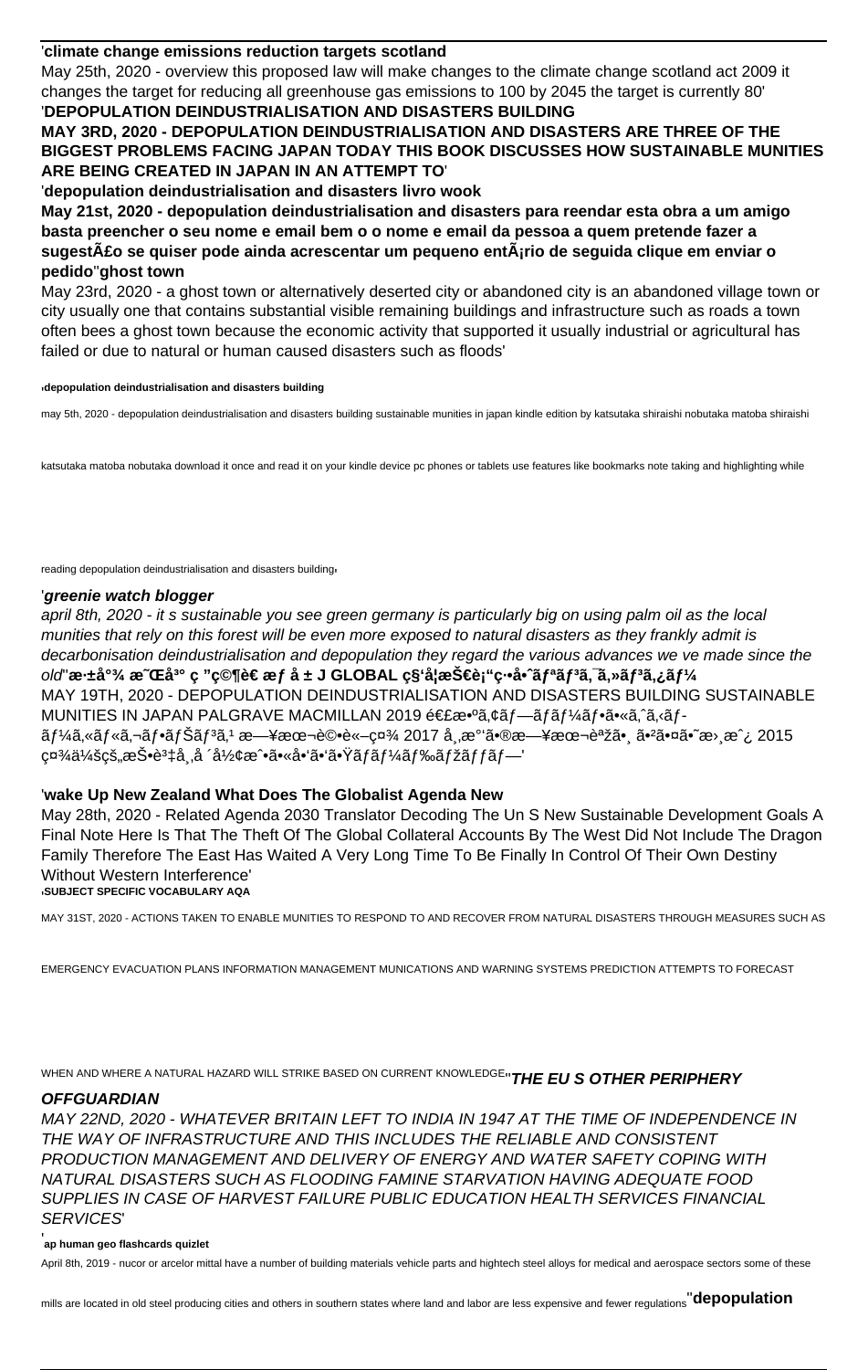'**climate change emissions reduction targets scotland**

May 25th, 2020 - overview this proposed law will make changes to the climate change scotland act 2009 it changes the target for reducing all greenhouse gas emissions to 100 by 2045 the target is currently 80'

'**DEPOPULATION DEINDUSTRIALISATION AND DISASTERS BUILDING**

**MAY 3RD, 2020 - DEPOPULATION DEINDUSTRIALISATION AND DISASTERS ARE THREE OF THE BIGGEST PROBLEMS FACING JAPAN TODAY THIS BOOK DISCUSSES HOW SUSTAINABLE MUNITIES ARE BEING CREATED IN JAPAN IN AN ATTEMPT TO**'

'**depopulation deindustrialisation and disasters livro wook**

**May 21st, 2020 - depopulation deindustrialisation and disasters para reendar esta obra a um amigo basta preencher o seu nome e email bem o o nome e email da pessoa a quem pretende fazer a sugestÃ£o se quiser pode ainda acrescentar um pequeno entÃ¡rio de seguida clique em enviar o pedido**''**ghost town**

May 23rd, 2020 - a ghost town or alternatively deserted city or abandoned city is an abandoned village town or city usually one that contains substantial visible remaining buildings and infrastructure such as roads a town often bees a ghost town because the economic activity that supported it usually industrial or agricultural has failed or due to natural or human caused disasters such as floods'

'**depopulation deindustrialisation and disasters building**

may 5th, 2020 - depopulation deindustrialisation and disasters building sustainable munities in japan kindle edition by katsutaka shiraishi nobutaka matoba shiraishi katsutaka matoba nobutaka download it once and read it on your kindle device pc phones or tablets use features like bookmarks note taking and highlighting while reading depopulation deindustrialisation and disasters building'

'***greenie watch blogger***

*april 8th, 2020 - it s sustainable you see green germany is particularly big on using palm oil as the local munities that rely on this forest will be even more exposed to natural disasters as they frankly admit is decarbonisation deindustrialisation and depopulation they regard the various advances we ve made since the old*''**æ·±å°¾ æ˜Œå³° ç ”ç©¶è€ æƒ å ± J GLOBAL ç§'å¦æŠ€è¡"ç·å•ˆãƒªãƒ³ã‚¯ã‚»ãƒ³ã‚¿ãƒ¼**

MAY 19TH, 2020 - DEPOPULATION DEINDUSTRIALISATION AND DISASTERS BUILDING SUSTAINABLE MUNITIES IN JAPAN PALGRAVE MACMILLAN 2019 é€£æ•°ã‚¢ãƒ—ãƒãƒ¼ãƒ•ã•«ã‚ˆã‚‹ãƒ­ãƒ¼ã‚«ãƒ«ã‚¬ãƒ•ãƒŠãƒ³ã‚¹ æ—¥æœ¬è©•è«–ç¤¾ 2017 å¸‚æ°'ã•®æ—¥æœ¬è¨ã•¸ ã•²ã•¤ã•˜æ›¸æˆ¿ 2015 ç¤¾ä¼šçš„æŠ•è³‡å¸‚å ´å½¢æˆ•ã•«å•'ã•'ã•Ÿãƒ­ãƒ¼ãƒ‰ãƒžãƒƒãƒ—'

'**wake Up New Zealand What Does The Globalist Agenda New**

May 28th, 2020 - Related Agenda 2030 Translator Decoding The Un S New Sustainable Development Goals A Final Note Here Is That The Theft Of The Global Collateral Accounts By The West Did Not Include The Dragon Family Therefore The East Has Waited A Very Long Time To Be Finally In Control Of Their Own Destiny Without Western Interference'

'**SUBJECT SPECIFIC VOCABULARY AQA**

MAY 31ST, 2020 - ACTIONS TAKEN TO ENABLE MUNITIES TO RESPOND TO AND RECOVER FROM NATURAL DISASTERS THROUGH MEASURES SUCH AS EMERGENCY EVACUATION PLANS INFORMATION MANAGEMENT MUNICATIONS AND WARNING SYSTEMS PREDICTION ATTEMPTS TO FORECAST WHEN AND WHERE A NATURAL HAZARD WILL STRIKE BASED ON CURRENT KNOWLEDGE''***THE EU S OTHER PERIPHERY OFFGUARDIAN***

*MAY 22ND, 2020 - WHATEVER BRITAIN LEFT TO INDIA IN 1947 AT THE TIME OF INDEPENDENCE IN THE WAY OF INFRASTRUCTURE AND THIS INCLUDES THE RELIABLE AND CONSISTENT PRODUCTION MANAGEMENT AND DELIVERY OF ENERGY AND WATER SAFETY COPING WITH NATURAL DISASTERS SUCH AS FLOODING FAMINE STARVATION HAVING ADEQUATE FOOD SUPPLIES IN CASE OF HARVEST FAILURE PUBLIC EDUCATION HEALTH SERVICES FINANCIAL SERVICES*'

'**ap human geo flashcards quizlet**

April 8th, 2019 - nucor or arcelor mittal have a number of building materials vehicle parts and hightech steel alloys for medical and aerospace sectors some of these mills are located in old steel producing cities and others in southern states where land and labor are less expensive and fewer regulations''**depopulation**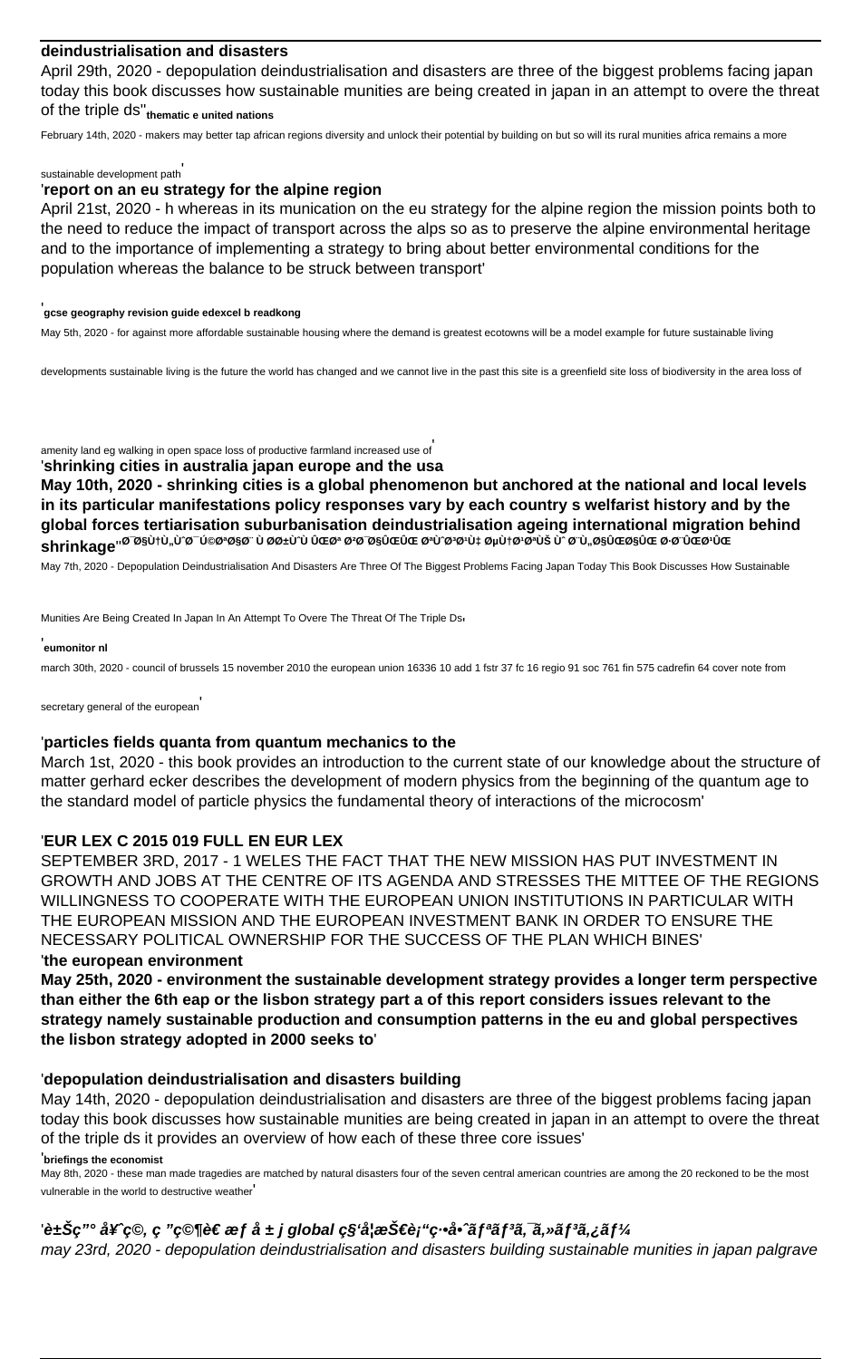**deindustrialisation and disasters**

April 29th, 2020 - depopulation deindustrialisation and disasters are three of the biggest problems facing japan today this book discusses how sustainable munities are being created in japan in an attempt to overe the threat of the triple ds''**thematic e united nations**

February 14th, 2020 - makers may better tap african regions diversity and unlock their potential by building on but so will its rural munities africa remains a more sustainable development path'

'**report on an eu strategy for the alpine region**

April 21st, 2020 - h whereas in its munication on the eu strategy for the alpine region the mission points both to the need to reduce the impact of transport across the alps so as to preserve the alpine environmental heritage and to the importance of implementing a strategy to bring about better environmental conditions for the population whereas the balance to be struck between transport'

'**gcse geography revision guide edexcel b readkong**

May 5th, 2020 - for against more affordable sustainable housing where the demand is greatest ecotowns will be a model example for future sustainable living developments sustainable living is the future the world has changed and we cannot live in the past this site is a greenfield site loss of biodiversity in the area loss of amenity land eg walking in open space loss of productive farmland increased use of'

'**shrinking cities in australia japan europe and the usa**

**May 10th, 2020 - shrinking cities is a global phenomenon but anchored at the national and local levels in its particular manifestations policy responses vary by each country s welfarist history and by the global forces tertiarisation suburbanisation deindustrialisation ageing international migration behind shrinkage**''Ø¯Ø§Ù†Ù„ÙˆØ¯ Ú©ØªØ§Ø¨ Ù ØØ±ÙˆÙ ÛŒØª Ø²Ø¯Ø§ÛŒÛŒ ØªÙˆØ³Ø¹Ù‡ ØµÙ†Ø¹ØªÛŒ Ùˆ Ø¨Ù„Ø§ÛŒØ§ÛŒ Ø·Ø¨ÛŒØ¹ÛŒ

May 7th, 2020 - Depopulation Deindustrialisation And Disasters Are Three Of The Biggest Problems Facing Japan Today This Book Discusses How Sustainable Munities Are Being Created In Japan In An Attempt To Overe The Threat Of The Triple Ds'

'**eumonitor nl**

march 30th, 2020 - council of brussels 15 november 2010 the european union 16336 10 add 1 fstr 37 fc 16 regio 91 soc 761 fin 575 cadrefin 64 cover note from secretary general of the european'

'**particles fields quanta from quantum mechanics to the**

March 1st, 2020 - this book provides an introduction to the current state of our knowledge about the structure of matter gerhard ecker describes the development of modern physics from the beginning of the quantum age to the standard model of particle physics the fundamental theory of interactions of the microcosm'

'**EUR LEX C 2015 019 FULL EN EUR LEX**

SEPTEMBER 3RD, 2017 - 1 WELES THE FACT THAT THE NEW MISSION HAS PUT INVESTMENT IN GROWTH AND JOBS AT THE CENTRE OF ITS AGENDA AND STRESSES THE MITTEE OF THE REGIONS WILLINGNESS TO COOPERATE WITH THE EUROPEAN UNION INSTITUTIONS IN PARTICULAR WITH THE EUROPEAN MISSION AND THE EUROPEAN INVESTMENT BANK IN ORDER TO ENSURE THE NECESSARY POLITICAL OWNERSHIP FOR THE SUCCESS OF THE PLAN WHICH BINES'

'**the european environment**

**May 25th, 2020 - environment the sustainable development strategy provides a longer term perspective than either the 6th eap or the lisbon strategy part a of this report considers issues relevant to the strategy namely sustainable production and consumption patterns in the eu and global perspectives the lisbon strategy adopted in 2000 seeks to**'

'**depopulation deindustrialisation and disasters building**

May 14th, 2020 - depopulation deindustrialisation and disasters are three of the biggest problems facing japan today this book discusses how sustainable munities are being created in japan in an attempt to overe the threat of the triple ds it provides an overview of how each of these three core issues'

'**briefings the economist**

May 8th, 2020 - these man made tragedies are matched by natural disasters four of the seven central american countries are among the 20 reckoned to be the most vulnerable in the world to destructive weather'

'***è±Šç"° å¥ˆç©, ç "ç©¶è€ æƒ å ± j global ç§'å¦æŠ€è¡"ç·•å•ˆãƒªãƒ³ã,¯ã,»ãƒ³ã,¿ãƒ¼***

*may 23rd, 2020 - depopulation deindustrialisation and disasters building sustainable munities in japan palgrave*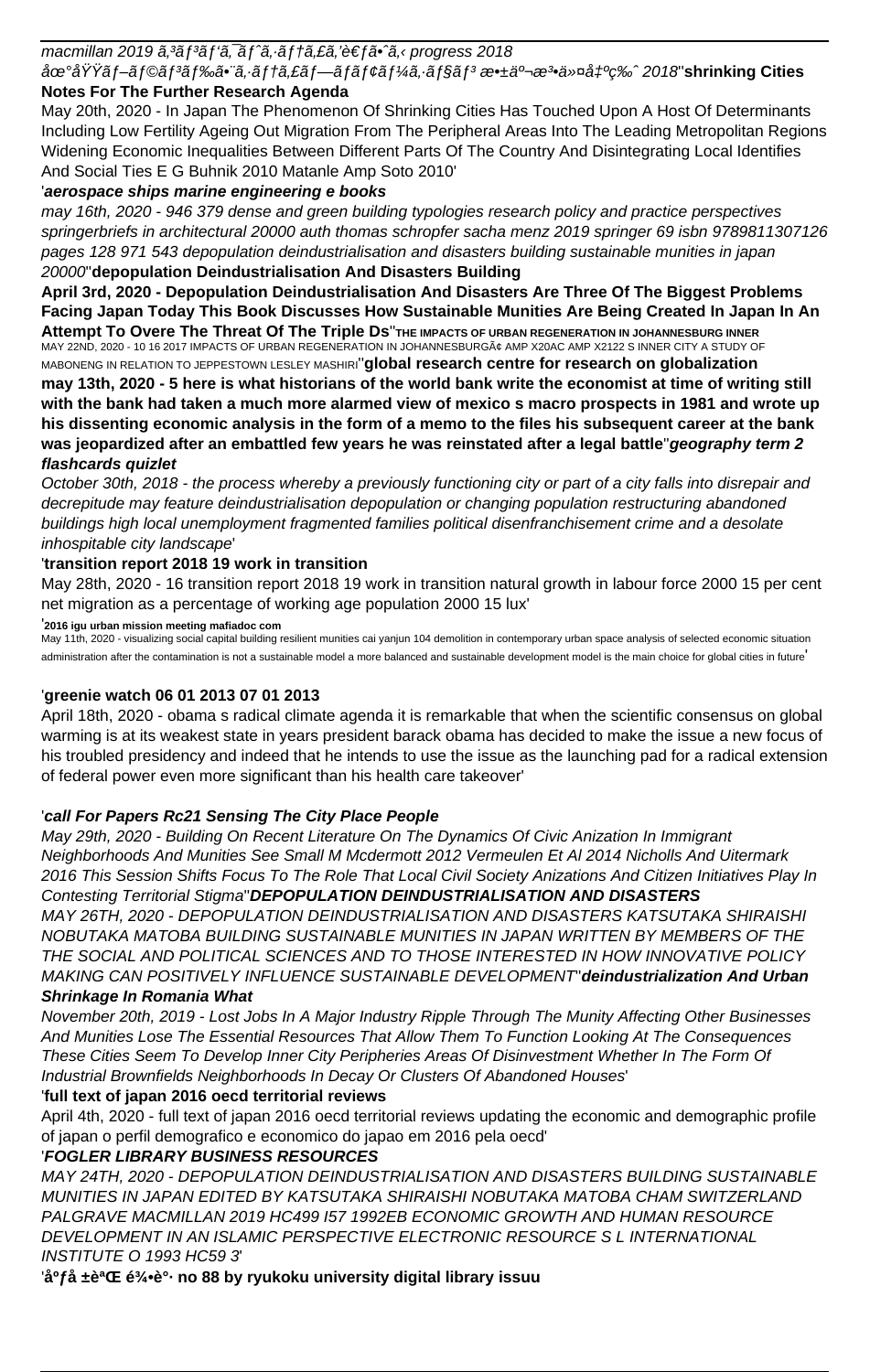*macmillan 2019 ã,³ãƒ³ãƒ'ã,¯ãƒˆã,·ãƒ†ã,£ã,'è€ƒã•ˆã,‹ progress 2018*

*åœ°åŸŸãƒ–ãƒ©ãƒ³ãƒ‰ã•¨ã,·ãƒ†ã,£ãƒ—ãƒ­ãƒ¢ãƒ¼ã,·ãƒ§ãƒ³ æ•±äº¬æ³•äººå¤§ç‰ˆ 2018*''**shrinking Cities Notes For The Further Research Agenda**

May 20th, 2020 - In Japan The Phenomenon Of Shrinking Cities Has Touched Upon A Host Of Determinants Including Low Fertility Ageing Out Migration From The Peripheral Areas Into The Leading Metropolitan Regions Widening Economic Inequalities Between Different Parts Of The Country And Disintegrating Local Identifies And Social Ties E G Buhnik 2010 Matanle Amp Soto 2010'

'***aerospace ships marine engineering e books***

*may 16th, 2020 - 946 379 dense and green building typologies research policy and practice perspectives springerbriefs in architectural 20000 auth thomas schropfer sacha menz 2019 springer 69 isbn 9789811307126 pages 128 971 543 depopulation deindustrialisation and disasters building sustainable munities in japan 20000*''**depopulation Deindustrialisation And Disasters Building**

**April 3rd, 2020 - Depopulation Deindustrialisation And Disasters Are Three Of The Biggest Problems Facing Japan Today This Book Discusses How Sustainable Munities Are Being Created In Japan In An Attempt To Overe The Threat Of The Triple Ds**''**THE IMPACTS OF URBAN REGENERATION IN JOHANNESBURG INNER**

MAY 22ND, 2020 - 10 16 2017 IMPACTS OF URBAN REGENERATION IN JOHANNESBURGÃ¢ AMP X20AC AMP X2122 S INNER CITY A STUDY OF MABONENG IN RELATION TO JEPPESTOWN LESLEY MASHIRI''**global research centre for research on globalization**

**may 13th, 2020 - 5 here is what historians of the world bank write the economist at time of writing still with the bank had taken a much more alarmed view of mexico s macro prospects in 1981 and wrote up his dissenting economic analysis in the form of a memo to the files his subsequent career at the bank was jeopardized after an embattled few years he was reinstated after a legal battle**''***geography term 2 flashcards quizlet***

*October 30th, 2018 - the process whereby a previously functioning city or part of a city falls into disrepair and decrepitude may feature deindustrialisation depopulation or changing population restructuring abandoned buildings high local unemployment fragmented families political disenfranchisement crime and a desolate inhospitable city landscape*'

'**transition report 2018 19 work in transition**

May 28th, 2020 - 16 transition report 2018 19 work in transition natural growth in labour force 2000 15 per cent net migration as a percentage of working age population 2000 15 lux'

'**2016 igu urban mission meeting mafiadoc com**

May 11th, 2020 - visualizing social capital building resilient munities cai yanjun 104 demolition in contemporary urban space analysis of selected economic situation administration after the contamination is not a sustainable model a more balanced and sustainable development model is the main choice for global cities in future'

'**greenie watch 06 01 2013 07 01 2013**

April 18th, 2020 - obama s radical climate agenda it is remarkable that when the scientific consensus on global warming is at its weakest state in years president barack obama has decided to make the issue a new focus of his troubled presidency and indeed that he intends to use the issue as the launching pad for a radical extension of federal power even more significant than his health care takeover'

'***call For Papers Rc21 Sensing The City Place People***

*May 29th, 2020 - Building On Recent Literature On The Dynamics Of Civic Anization In Immigrant Neighborhoods And Munities See Small M Mcdermott 2012 Vermeulen Et Al 2014 Nicholls And Uitermark 2016 This Session Shifts Focus To The Role That Local Civil Society Anizations And Citizen Initiatives Play In Contesting Territorial Stigma*''***DEPOPULATION DEINDUSTRIALISATION AND DISASTERS***

*MAY 26TH, 2020 - DEPOPULATION DEINDUSTRIALISATION AND DISASTERS KATSUTAKA SHIRAISHI NOBUTAKA MATOBA BUILDING SUSTAINABLE MUNITIES IN JAPAN WRITTEN BY MEMBERS OF THE THE SOCIAL AND POLITICAL SCIENCES AND TO THOSE INTERESTED IN HOW INNOVATIVE POLICY MAKING CAN POSITIVELY INFLUENCE SUSTAINABLE DEVELOPMENT*''***deindustrialization And Urban Shrinkage In Romania What***

*November 20th, 2019 - Lost Jobs In A Major Industry Ripple Through The Munity Affecting Other Businesses And Munities Lose The Essential Resources That Allow Them To Function Looking At The Consequences These Cities Seem To Develop Inner City Peripheries Areas Of Disinvestment Whether In The Form Of Industrial Brownfields Neighborhoods In Decay Or Clusters Of Abandoned Houses*'

'**full text of japan 2016 oecd territorial reviews**

April 4th, 2020 - full text of japan 2016 oecd territorial reviews updating the economic and demographic profile of japan o perfil demografico e economico do japao em 2016 pela oecd'

'***FOGLER LIBRARY BUSINESS RESOURCES***

*MAY 24TH, 2020 - DEPOPULATION DEINDUSTRIALISATION AND DISASTERS BUILDING SUSTAINABLE MUNITIES IN JAPAN EDITED BY KATSUTAKA SHIRAISHI NOBUTAKA MATOBA CHAM SWITZERLAND PALGRAVE MACMILLAN 2019 HC499 I57 1992EB ECONOMIC GROWTH AND HUMAN RESOURCE DEVELOPMENT IN AN ISLAMIC PERSPECTIVE ELECTRONIC RESOURCE S L INTERNATIONAL INSTITUTE O 1993 HC59 3*'

'**åºƒå ±èªŒ é¾•è°· no 88 by ryukoku university digital library issuu**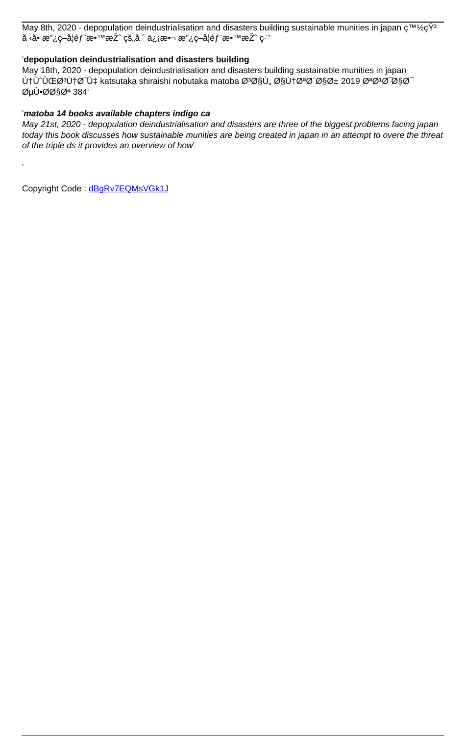May 8th, 2020 - depopulation deindustrialisation and disasters building sustainable munities in japan ç™½çŸ³ å ‹å• æ”¿ç–å¦éƒ¨æ•™æŽˆ çš„å ´ ä¿¡æ•¬ æ”¿ç–å¦éƒ¨æ•™æŽˆ ç·¨'

'**depopulation deindustrialisation and disasters building**

May 18th, 2020 - depopulation deindustrialisation and disasters building sustainable munities in japan Ù†Ù'ÛŒØ³Ù†Ø¯Ù‡ katsutaka shiraishi nobutaka matoba Ø³Ø§Ù„ Ø§Ù†ØªØ´Ø§Ø± 2019 ØªØ¹Ø¯Ø§Ø¯ ØµÙ•ØØ§Øª 384'

'***matoba 14 books available chapters indigo ca***

*May 21st, 2020 - depopulation deindustrialisation and disasters are three of the biggest problems facing japan today this book discusses how sustainable munities are being created in japan in an attempt to overe the threat of the triple ds it provides an overview of how*'

'

Copyright Code : [dBgRv7EQMsVGk1J]